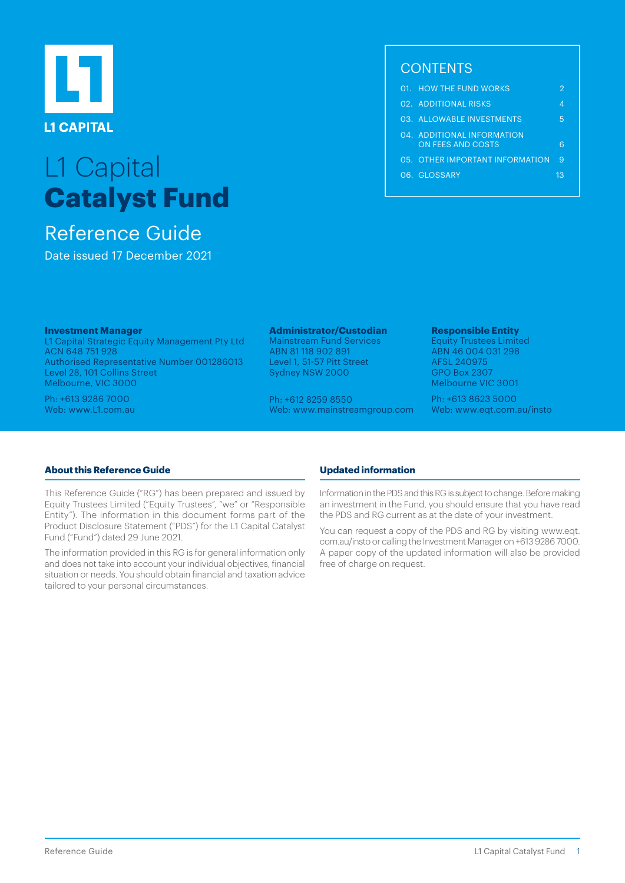L1 CAPITAL

# L1 Capital **Catalyst Fund**

## Reference Guide

Date issued 17 December 2021

## CONTENTS

| | | |
|---|---|---|
| 01. | HOW THE FUND WORKS | 2 |
| 02. | ADDITIONAL RISKS | 4 |
| 03. | ALLOWABLE INVESTMENTS | 5 |
| 04. | ADDITIONAL INFORMATION ON FEES AND COSTS | 6 |
| 05. | OTHER IMPORTANT INFORMATION | 9 |
| 06. | GLOSSARY | 13 |

**Investment Manager**
L1 Capital Strategic Equity Management Pty Ltd
ACN 648 751 928
Authorised Representative Number 001286013
Level 28, 101 Collins Street
Melbourne, VIC 3000

Ph: +613 9286 7000
Web: www.L1.com.au

**Administrator/Custodian**
Mainstream Fund Services
ABN 81 118 902 891
Level 1, 51-57 Pitt Street
Sydney NSW 2000

Ph: +612 8259 8550
Web: www.mainstreamgroup.com

**Responsible Entity**
Equity Trustees Limited
ABN 46 004 031 298
AFSL 240975
GPO Box 2307
Melbourne VIC 3001

Ph: +613 8623 5000
Web: www.eqt.com.au/insto

### About this Reference Guide

This Reference Guide ("RG") has been prepared and issued by Equity Trustees Limited ("Equity Trustees", "we" or "Responsible Entity"). The information in this document forms part of the Product Disclosure Statement ("PDS") for the L1 Capital Catalyst Fund ("Fund") dated 29 June 2021.

The information provided in this RG is for general information only and does not take into account your individual objectives, financial situation or needs. You should obtain financial and taxation advice tailored to your personal circumstances.

### Updated information

Information in the PDS and this RG is subject to change. Before making an investment in the Fund, you should ensure that you have read the PDS and RG current as at the date of your investment.

You can request a copy of the PDS and RG by visiting www.eqt.com.au/insto or calling the Investment Manager on +613 9286 7000. A paper copy of the updated information will also be provided free of charge on request.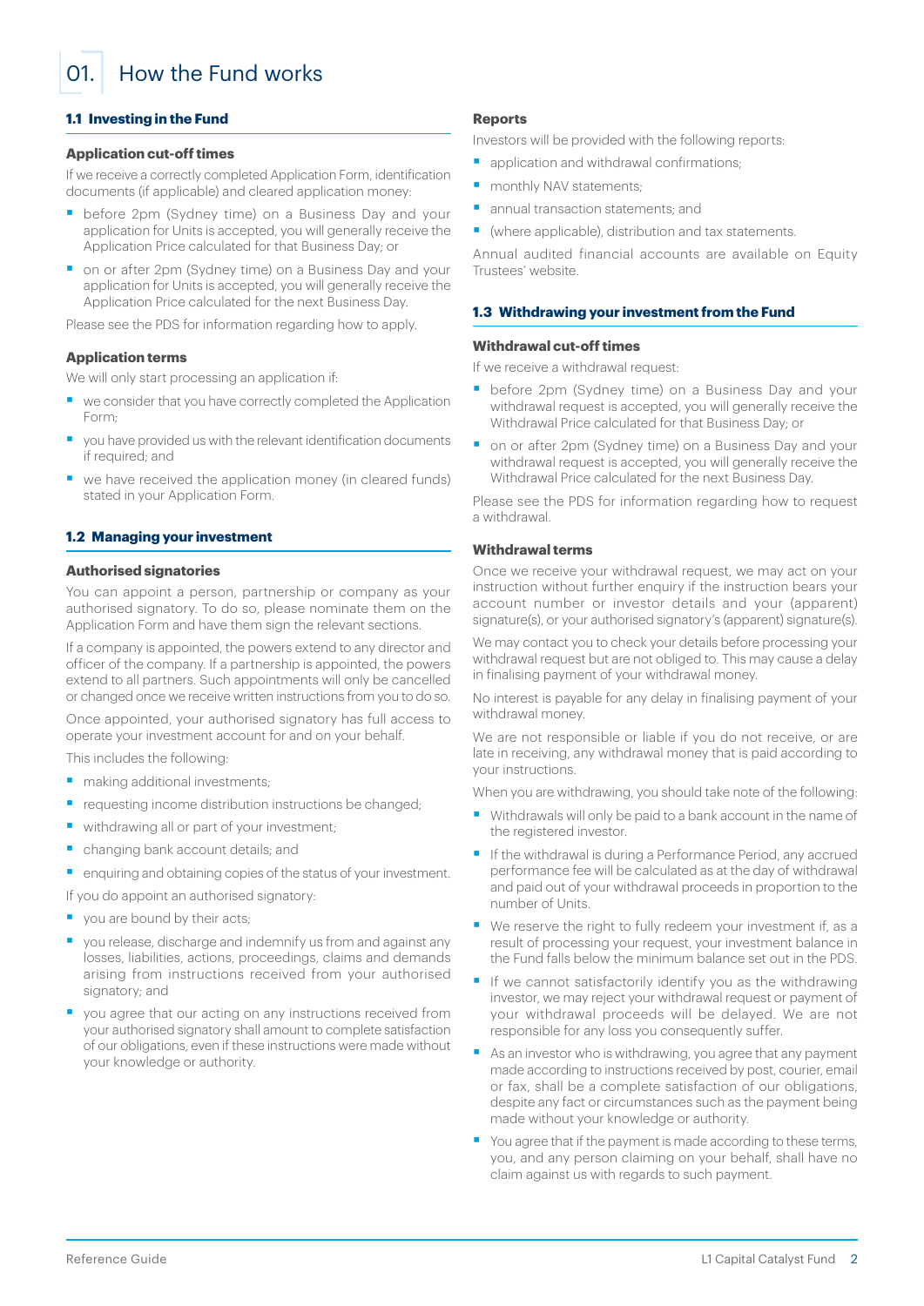# 01. How the Fund works

## 1.1 Investing in the Fund

### Application cut-off times

If we receive a correctly completed Application Form, identification documents (if applicable) and cleared application money:

- before 2pm (Sydney time) on a Business Day and your application for Units is accepted, you will generally receive the Application Price calculated for that Business Day; or
- on or after 2pm (Sydney time) on a Business Day and your application for Units is accepted, you will generally receive the Application Price calculated for the next Business Day.

Please see the PDS for information regarding how to apply.

### Application terms

We will only start processing an application if:

- we consider that you have correctly completed the Application Form;
- you have provided us with the relevant identification documents if required; and
- we have received the application money (in cleared funds) stated in your Application Form.

## 1.2 Managing your investment

### Authorised signatories

You can appoint a person, partnership or company as your authorised signatory. To do so, please nominate them on the Application Form and have them sign the relevant sections.

If a company is appointed, the powers extend to any director and officer of the company. If a partnership is appointed, the powers extend to all partners. Such appointments will only be cancelled or changed once we receive written instructions from you to do so.

Once appointed, your authorised signatory has full access to operate your investment account for and on your behalf.

This includes the following:

- making additional investments;
- requesting income distribution instructions be changed;
- withdrawing all or part of your investment;
- changing bank account details; and
- enquiring and obtaining copies of the status of your investment.

If you do appoint an authorised signatory:

- you are bound by their acts;
- you release, discharge and indemnify us from and against any losses, liabilities, actions, proceedings, claims and demands arising from instructions received from your authorised signatory; and
- you agree that our acting on any instructions received from your authorised signatory shall amount to complete satisfaction of our obligations, even if these instructions were made without your knowledge or authority.

### Reports

Investors will be provided with the following reports:

- application and withdrawal confirmations;
- monthly NAV statements;
- annual transaction statements; and
- (where applicable), distribution and tax statements.

Annual audited financial accounts are available on Equity Trustees' website.

## 1.3 Withdrawing your investment from the Fund

### Withdrawal cut-off times

If we receive a withdrawal request:

- before 2pm (Sydney time) on a Business Day and your withdrawal request is accepted, you will generally receive the Withdrawal Price calculated for that Business Day; or
- on or after 2pm (Sydney time) on a Business Day and your withdrawal request is accepted, you will generally receive the Withdrawal Price calculated for the next Business Day.

Please see the PDS for information regarding how to request a withdrawal.

### Withdrawal terms

Once we receive your withdrawal request, we may act on your instruction without further enquiry if the instruction bears your account number or investor details and your (apparent) signature(s), or your authorised signatory's (apparent) signature(s).

We may contact you to check your details before processing your withdrawal request but are not obliged to. This may cause a delay in finalising payment of your withdrawal money.

No interest is payable for any delay in finalising payment of your withdrawal money.

We are not responsible or liable if you do not receive, or are late in receiving, any withdrawal money that is paid according to your instructions.

When you are withdrawing, you should take note of the following:

- Withdrawals will only be paid to a bank account in the name of the registered investor.
- If the withdrawal is during a Performance Period, any accrued performance fee will be calculated as at the day of withdrawal and paid out of your withdrawal proceeds in proportion to the number of Units.
- We reserve the right to fully redeem your investment if, as a result of processing your request, your investment balance in the Fund falls below the minimum balance set out in the PDS.
- If we cannot satisfactorily identify you as the withdrawing investor, we may reject your withdrawal request or payment of your withdrawal proceeds will be delayed. We are not responsible for any loss you consequently suffer.
- As an investor who is withdrawing, you agree that any payment made according to instructions received by post, courier, email or fax, shall be a complete satisfaction of our obligations, despite any fact or circumstances such as the payment being made without your knowledge or authority.
- You agree that if the payment is made according to these terms, you, and any person claiming on your behalf, shall have no claim against us with regards to such payment.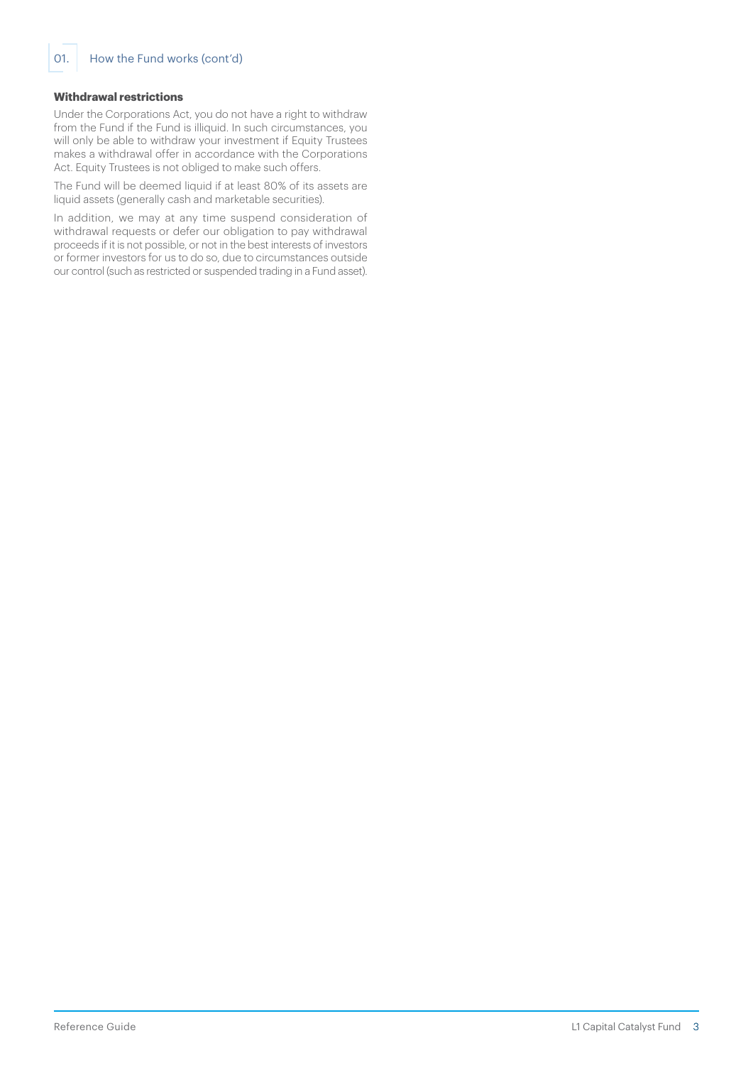## 01. How the Fund works (cont'd)

**Withdrawal restrictions**

Under the Corporations Act, you do not have a right to withdraw from the Fund if the Fund is illiquid. In such circumstances, you will only be able to withdraw your investment if Equity Trustees makes a withdrawal offer in accordance with the Corporations Act. Equity Trustees is not obliged to make such offers.

The Fund will be deemed liquid if at least 80% of its assets are liquid assets (generally cash and marketable securities).

In addition, we may at any time suspend consideration of withdrawal requests or defer our obligation to pay withdrawal proceeds if it is not possible, or not in the best interests of investors or former investors for us to do so, due to circumstances outside our control (such as restricted or suspended trading in a Fund asset).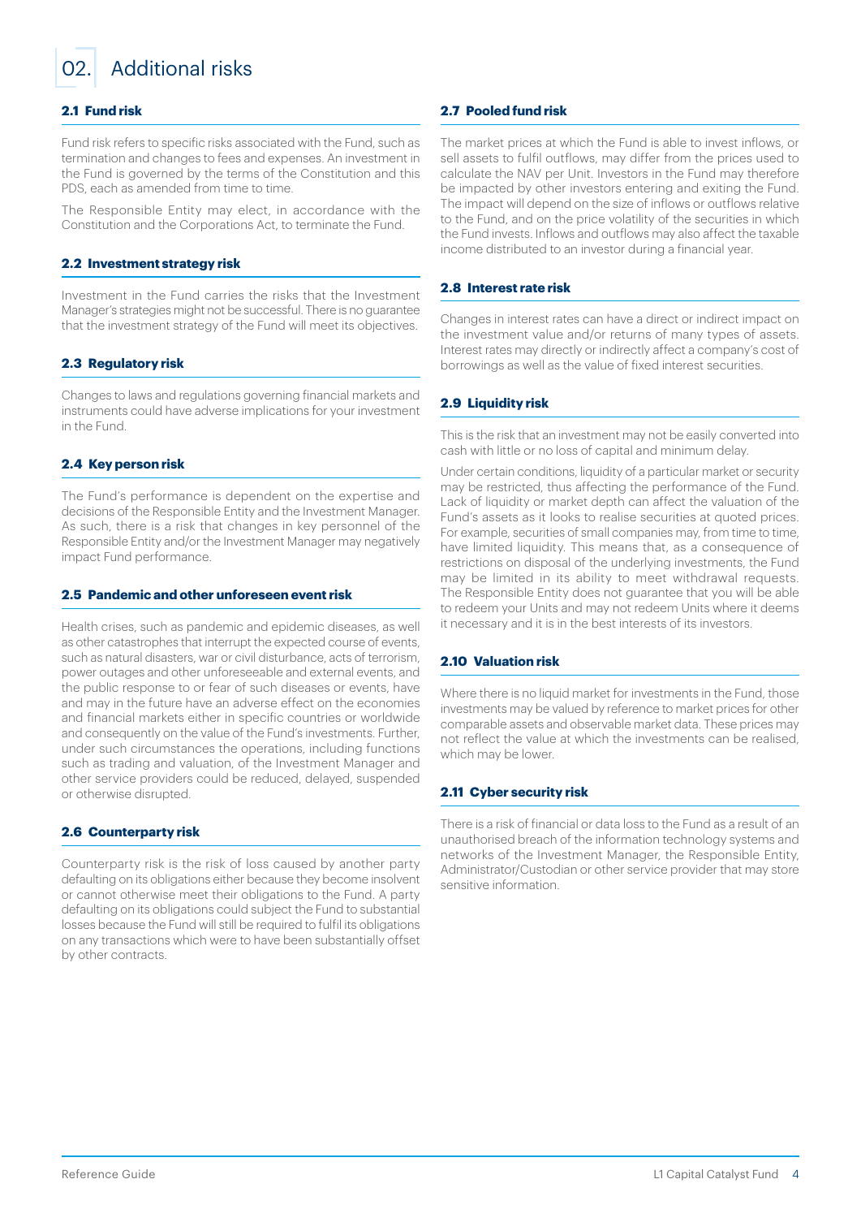# 02. Additional risks

### 2.1 Fund risk

Fund risk refers to specific risks associated with the Fund, such as termination and changes to fees and expenses. An investment in the Fund is governed by the terms of the Constitution and this PDS, each as amended from time to time.

The Responsible Entity may elect, in accordance with the Constitution and the Corporations Act, to terminate the Fund.

### 2.2 Investment strategy risk

Investment in the Fund carries the risks that the Investment Manager's strategies might not be successful. There is no guarantee that the investment strategy of the Fund will meet its objectives.

### 2.3 Regulatory risk

Changes to laws and regulations governing financial markets and instruments could have adverse implications for your investment in the Fund.

### 2.4 Key person risk

The Fund's performance is dependent on the expertise and decisions of the Responsible Entity and the Investment Manager. As such, there is a risk that changes in key personnel of the Responsible Entity and/or the Investment Manager may negatively impact Fund performance.

### 2.5 Pandemic and other unforeseen event risk

Health crises, such as pandemic and epidemic diseases, as well as other catastrophes that interrupt the expected course of events, such as natural disasters, war or civil disturbance, acts of terrorism, power outages and other unforeseeable and external events, and the public response to or fear of such diseases or events, have and may in the future have an adverse effect on the economies and financial markets either in specific countries or worldwide and consequently on the value of the Fund's investments. Further, under such circumstances the operations, including functions such as trading and valuation, of the Investment Manager and other service providers could be reduced, delayed, suspended or otherwise disrupted.

### 2.6 Counterparty risk

Counterparty risk is the risk of loss caused by another party defaulting on its obligations either because they become insolvent or cannot otherwise meet their obligations to the Fund. A party defaulting on its obligations could subject the Fund to substantial losses because the Fund will still be required to fulfil its obligations on any transactions which were to have been substantially offset by other contracts.

### 2.7 Pooled fund risk

The market prices at which the Fund is able to invest inflows, or sell assets to fulfil outflows, may differ from the prices used to calculate the NAV per Unit. Investors in the Fund may therefore be impacted by other investors entering and exiting the Fund. The impact will depend on the size of inflows or outflows relative to the Fund, and on the price volatility of the securities in which the Fund invests. Inflows and outflows may also affect the taxable income distributed to an investor during a financial year.

### 2.8 Interest rate risk

Changes in interest rates can have a direct or indirect impact on the investment value and/or returns of many types of assets. Interest rates may directly or indirectly affect a company's cost of borrowings as well as the value of fixed interest securities.

### 2.9 Liquidity risk

This is the risk that an investment may not be easily converted into cash with little or no loss of capital and minimum delay.

Under certain conditions, liquidity of a particular market or security may be restricted, thus affecting the performance of the Fund. Lack of liquidity or market depth can affect the valuation of the Fund's assets as it looks to realise securities at quoted prices. For example, securities of small companies may, from time to time, have limited liquidity. This means that, as a consequence of restrictions on disposal of the underlying investments, the Fund may be limited in its ability to meet withdrawal requests. The Responsible Entity does not guarantee that you will be able to redeem your Units and may not redeem Units where it deems it necessary and it is in the best interests of its investors.

### 2.10 Valuation risk

Where there is no liquid market for investments in the Fund, those investments may be valued by reference to market prices for other comparable assets and observable market data. These prices may not reflect the value at which the investments can be realised, which may be lower.

### 2.11 Cyber security risk

There is a risk of financial or data loss to the Fund as a result of an unauthorised breach of the information technology systems and networks of the Investment Manager, the Responsible Entity, Administrator/Custodian or other service provider that may store sensitive information.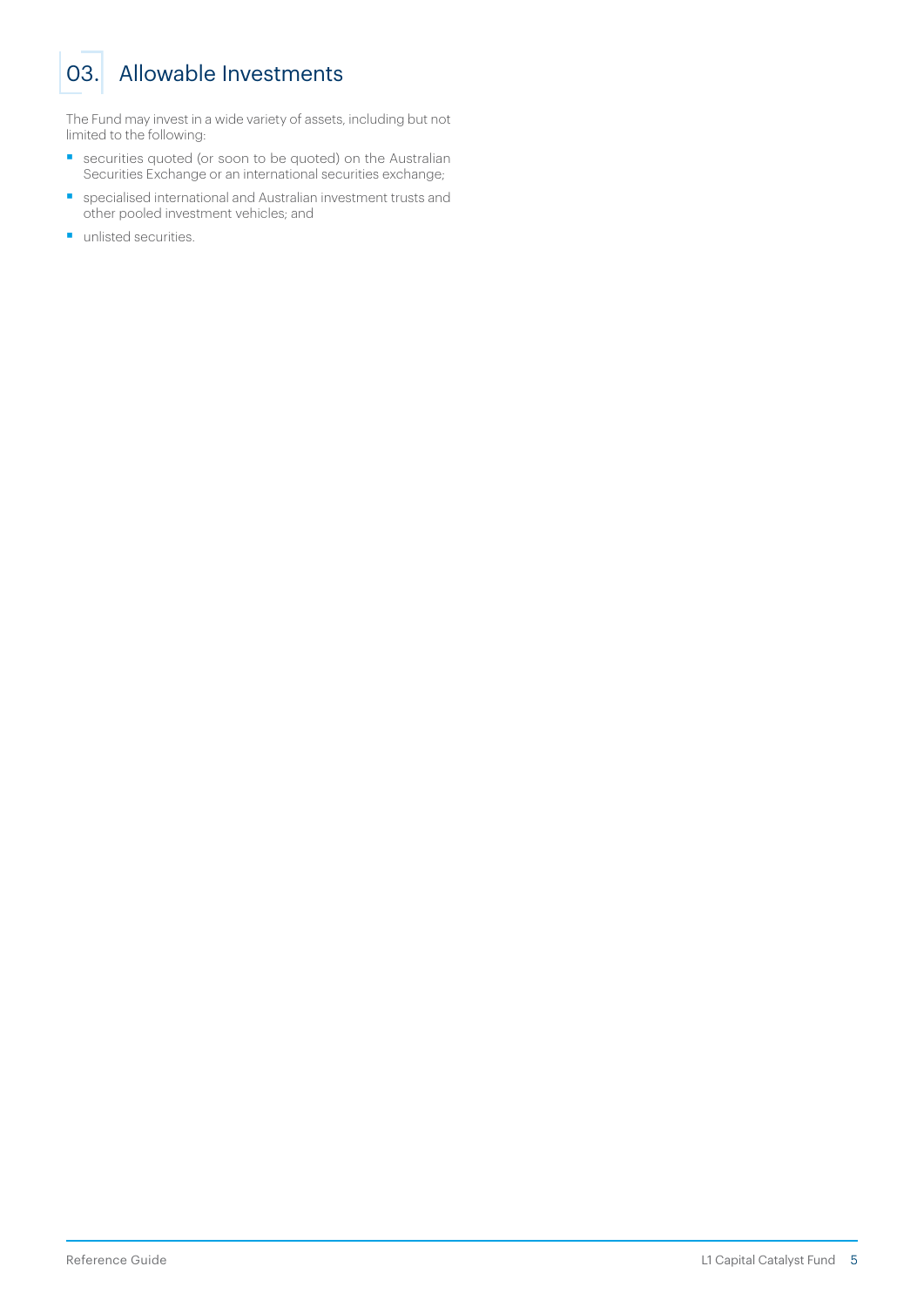# 03. Allowable Investments

The Fund may invest in a wide variety of assets, including but not limited to the following:

- securities quoted (or soon to be quoted) on the Australian Securities Exchange or an international securities exchange;
- specialised international and Australian investment trusts and other pooled investment vehicles; and
- unlisted securities.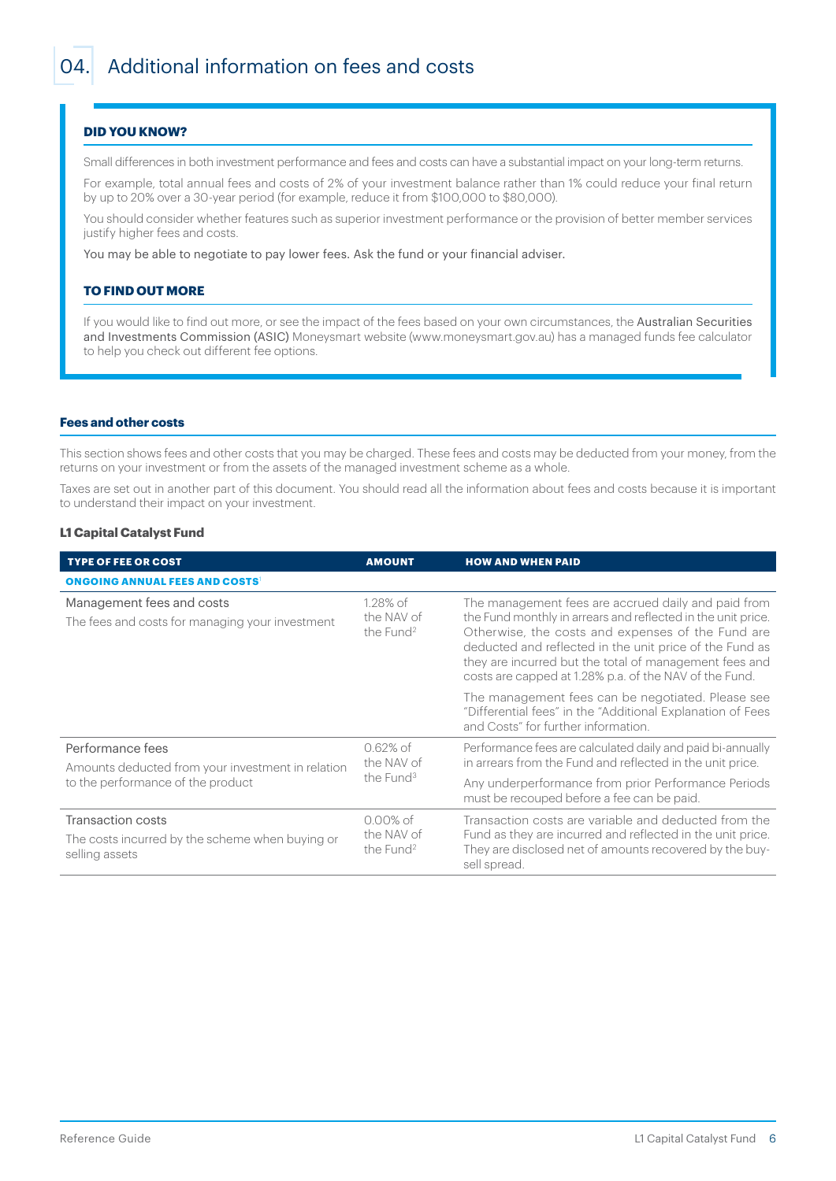# 04. Additional information on fees and costs

**DID YOU KNOW?**

Small differences in both investment performance and fees and costs can have a substantial impact on your long-term returns.

For example, total annual fees and costs of 2% of your investment balance rather than 1% could reduce your final return by up to 20% over a 30-year period (for example, reduce it from $100,000 to $80,000).

You should consider whether features such as superior investment performance or the provision of better member services justify higher fees and costs.

You may be able to negotiate to pay lower fees. Ask the fund or your financial adviser.

**TO FIND OUT MORE**

If you would like to find out more, or see the impact of the fees based on your own circumstances, the Australian Securities and Investments Commission (ASIC) Moneysmart website (www.moneysmart.gov.au) has a managed funds fee calculator to help you check out different fee options.

### Fees and other costs

This section shows fees and other costs that you may be charged. These fees and costs may be deducted from your money, from the returns on your investment or from the assets of the managed investment scheme as a whole.

Taxes are set out in another part of this document. You should read all the information about fees and costs because it is important to understand their impact on your investment.

#### L1 Capital Catalyst Fund

| TYPE OF FEE OR COST | AMOUNT | HOW AND WHEN PAID |
|---|---|---|
| **ONGOING ANNUAL FEES AND COSTS**[1] | | |
| Management fees and costs<br>The fees and costs for managing your investment | 1.28% of the NAV of the Fund[2] | The management fees are accrued daily and paid from the Fund monthly in arrears and reflected in the unit price. Otherwise, the costs and expenses of the Fund are deducted and reflected in the unit price of the Fund as they are incurred but the total of management fees and costs are capped at 1.28% p.a. of the NAV of the Fund.<br>The management fees can be negotiated. Please see "Differential fees" in the "Additional Explanation of Fees and Costs" for further information. |
| Performance fees<br>Amounts deducted from your investment in relation to the performance of the product | 0.62% of the NAV of the Fund[3] | Performance fees are calculated daily and paid bi-annually in arrears from the Fund and reflected in the unit price.<br>Any underperformance from prior Performance Periods must be recouped before a fee can be paid. |
| Transaction costs<br>The costs incurred by the scheme when buying or selling assets | 0.00% of the NAV of the Fund[2] | Transaction costs are variable and deducted from the Fund as they are incurred and reflected in the unit price. They are disclosed net of amounts recovered by the buy-sell spread. |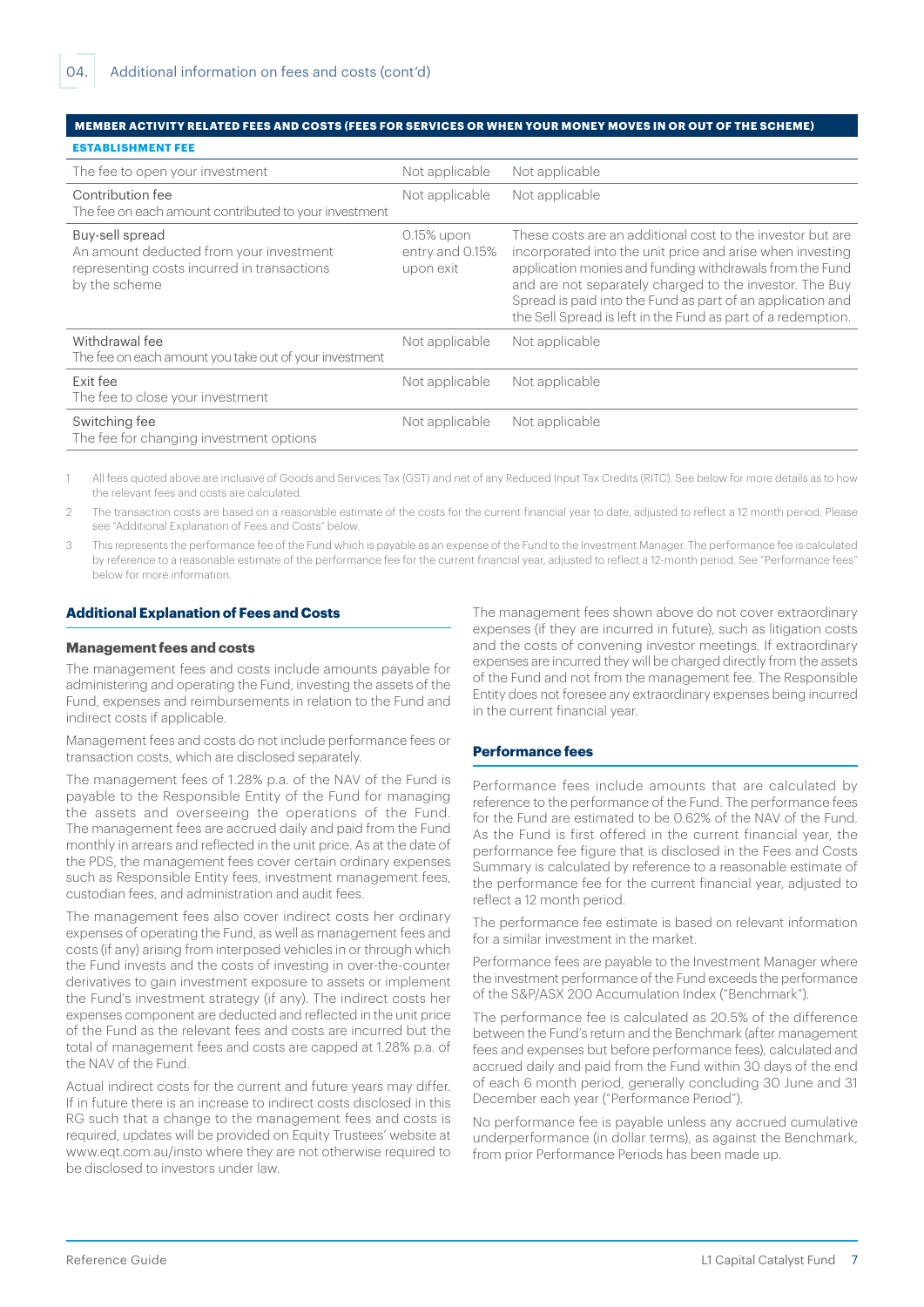## 04. Additional information on fees and costs (cont'd)

| MEMBER ACTIVITY RELATED FEES AND COSTS (FEES FOR SERVICES OR WHEN YOUR MONEY MOVES IN OR OUT OF THE SCHEME) | | |
|---|---|---|
| **ESTABLISHMENT FEE** | | |
| The fee to open your investment | Not applicable | Not applicable |
| Contribution fee<br>The fee on each amount contributed to your investment | Not applicable | Not applicable |
| Buy-sell spread<br>An amount deducted from your investment representing costs incurred in transactions by the scheme | 0.15% upon entry and 0.15% upon exit | These costs are an additional cost to the investor but are incorporated into the unit price and arise when investing application monies and funding withdrawals from the Fund and are not separately charged to the investor. The Buy Spread is paid into the Fund as part of an application and the Sell Spread is left in the Fund as part of a redemption. |
| Withdrawal fee<br>The fee on each amount you take out of your investment | Not applicable | Not applicable |
| Exit fee<br>The fee to close your investment | Not applicable | Not applicable |
| Switching fee<br>The fee for changing investment options | Not applicable | Not applicable |

1 All fees quoted above are inclusive of Goods and Services Tax (GST) and net of any Reduced Input Tax Credits (RITC). See below for more details as to how the relevant fees and costs are calculated.

2 The transaction costs are based on a reasonable estimate of the costs for the current financial year to date, adjusted to reflect a 12 month period. Please see "Additional Explanation of Fees and Costs" below.

3 This represents the performance fee of the Fund which is payable as an expense of the Fund to the Investment Manager. The performance fee is calculated by reference to a reasonable estimate of the performance fee for the current financial year, adjusted to reflect a 12-month period. See "Performance fees" below for more information.

### Additional Explanation of Fees and Costs

#### Management fees and costs

The management fees and costs include amounts payable for administering and operating the Fund, investing the assets of the Fund, expenses and reimbursements in relation to the Fund and indirect costs if applicable.

Management fees and costs do not include performance fees or transaction costs, which are disclosed separately.

The management fees of 1.28% p.a. of the NAV of the Fund is payable to the Responsible Entity of the Fund for managing the assets and overseeing the operations of the Fund. The management fees are accrued daily and paid from the Fund monthly in arrears and reflected in the unit price. As at the date of the PDS, the management fees cover certain ordinary expenses such as Responsible Entity fees, investment management fees, custodian fees, and administration and audit fees.

The management fees also cover indirect costs her ordinary expenses of operating the Fund, as well as management fees and costs (if any) arising from interposed vehicles in or through which the Fund invests and the costs of investing in over-the-counter derivatives to gain investment exposure to assets or implement the Fund's investment strategy (if any). The indirect costs her expenses component are deducted and reflected in the unit price of the Fund as the relevant fees and costs are incurred but the total of management fees and costs are capped at 1.28% p.a. of the NAV of the Fund.

Actual indirect costs for the current and future years may differ. If in future there is an increase to indirect costs disclosed in this RG such that a change to the management fees and costs is required, updates will be provided on Equity Trustees' website at www.eqt.com.au/insto where they are not otherwise required to be disclosed to investors under law.

The management fees shown above do not cover extraordinary expenses (if they are incurred in future), such as litigation costs and the costs of convening investor meetings. If extraordinary expenses are incurred they will be charged directly from the assets of the Fund and not from the management fee. The Responsible Entity does not foresee any extraordinary expenses being incurred in the current financial year.

#### Performance fees

Performance fees include amounts that are calculated by reference to the performance of the Fund. The performance fees for the Fund are estimated to be 0.62% of the NAV of the Fund. As the Fund is first offered in the current financial year, the performance fee figure that is disclosed in the Fees and Costs Summary is calculated by reference to a reasonable estimate of the performance fee for the current financial year, adjusted to reflect a 12 month period.

The performance fee estimate is based on relevant information for a similar investment in the market.

Performance fees are payable to the Investment Manager where the investment performance of the Fund exceeds the performance of the S&P/ASX 200 Accumulation Index ("Benchmark").

The performance fee is calculated as 20.5% of the difference between the Fund's return and the Benchmark (after management fees and expenses but before performance fees), calculated and accrued daily and paid from the Fund within 30 days of the end of each 6 month period, generally concluding 30 June and 31 December each year ("Performance Period").

No performance fee is payable unless any accrued cumulative underperformance (in dollar terms), as against the Benchmark, from prior Performance Periods has been made up.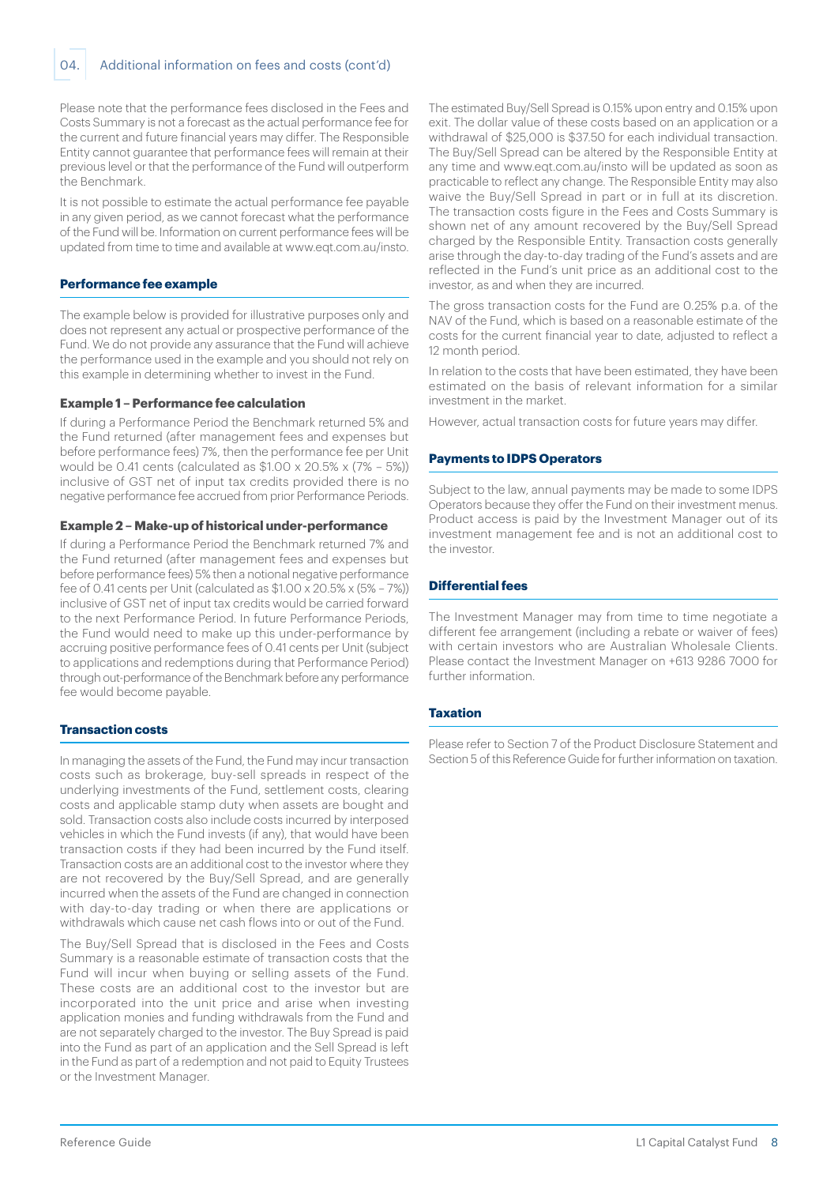## 04. Additional information on fees and costs (cont'd)

Please note that the performance fees disclosed in the Fees and Costs Summary is not a forecast as the actual performance fee for the current and future financial years may differ. The Responsible Entity cannot guarantee that performance fees will remain at their previous level or that the performance of the Fund will outperform the Benchmark.

It is not possible to estimate the actual performance fee payable in any given period, as we cannot forecast what the performance of the Fund will be. Information on current performance fees will be updated from time to time and available at www.eqt.com.au/insto.

### Performance fee example

The example below is provided for illustrative purposes only and does not represent any actual or prospective performance of the Fund. We do not provide any assurance that the Fund will achieve the performance used in the example and you should not rely on this example in determining whether to invest in the Fund.

#### Example 1 – Performance fee calculation

If during a Performance Period the Benchmark returned 5% and the Fund returned (after management fees and expenses but before performance fees) 7%, then the performance fee per Unit would be 0.41 cents (calculated as $1.00 x 20.5% x (7% – 5%)) inclusive of GST net of input tax credits provided there is no negative performance fee accrued from prior Performance Periods.

#### Example 2 – Make-up of historical under-performance

If during a Performance Period the Benchmark returned 7% and the Fund returned (after management fees and expenses but before performance fees) 5% then a notional negative performance fee of 0.41 cents per Unit (calculated as $1.00 x 20.5% x (5% – 7%)) inclusive of GST net of input tax credits would be carried forward to the next Performance Period. In future Performance Periods, the Fund would need to make up this under-performance by accruing positive performance fees of 0.41 cents per Unit (subject to applications and redemptions during that Performance Period) through out-performance of the Benchmark before any performance fee would become payable.

### Transaction costs

In managing the assets of the Fund, the Fund may incur transaction costs such as brokerage, buy-sell spreads in respect of the underlying investments of the Fund, settlement costs, clearing costs and applicable stamp duty when assets are bought and sold. Transaction costs also include costs incurred by interposed vehicles in which the Fund invests (if any), that would have been transaction costs if they had been incurred by the Fund itself. Transaction costs are an additional cost to the investor where they are not recovered by the Buy/Sell Spread, and are generally incurred when the assets of the Fund are changed in connection with day-to-day trading or when there are applications or withdrawals which cause net cash flows into or out of the Fund.

The Buy/Sell Spread that is disclosed in the Fees and Costs Summary is a reasonable estimate of transaction costs that the Fund will incur when buying or selling assets of the Fund. These costs are an additional cost to the investor but are incorporated into the unit price and arise when investing application monies and funding withdrawals from the Fund and are not separately charged to the investor. The Buy Spread is paid into the Fund as part of an application and the Sell Spread is left in the Fund as part of a redemption and not paid to Equity Trustees or the Investment Manager.

The estimated Buy/Sell Spread is 0.15% upon entry and 0.15% upon exit. The dollar value of these costs based on an application or a withdrawal of $25,000 is $37.50 for each individual transaction. The Buy/Sell Spread can be altered by the Responsible Entity at any time and www.eqt.com.au/insto will be updated as soon as practicable to reflect any change. The Responsible Entity may also waive the Buy/Sell Spread in part or in full at its discretion. The transaction costs figure in the Fees and Costs Summary is shown net of any amount recovered by the Buy/Sell Spread charged by the Responsible Entity. Transaction costs generally arise through the day-to-day trading of the Fund's assets and are reflected in the Fund's unit price as an additional cost to the investor, as and when they are incurred.

The gross transaction costs for the Fund are 0.25% p.a. of the NAV of the Fund, which is based on a reasonable estimate of the costs for the current financial year to date, adjusted to reflect a 12 month period.

In relation to the costs that have been estimated, they have been estimated on the basis of relevant information for a similar investment in the market.

However, actual transaction costs for future years may differ.

### Payments to IDPS Operators

Subject to the law, annual payments may be made to some IDPS Operators because they offer the Fund on their investment menus. Product access is paid by the Investment Manager out of its investment management fee and is not an additional cost to the investor.

### Differential fees

The Investment Manager may from time to time negotiate a different fee arrangement (including a rebate or waiver of fees) with certain investors who are Australian Wholesale Clients. Please contact the Investment Manager on +613 9286 7000 for further information.

### Taxation

Please refer to Section 7 of the Product Disclosure Statement and Section 5 of this Reference Guide for further information on taxation.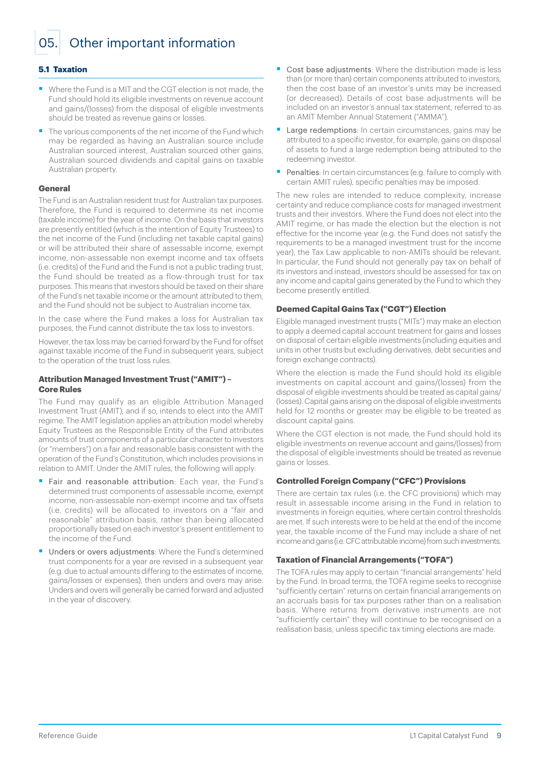# 05. Other important information

### 5.1 Taxation

- Where the Fund is a MIT and the CGT election is not made, the Fund should hold its eligible investments on revenue account and gains/(losses) from the disposal of eligible investments should be treated as revenue gains or losses.
- The various components of the net income of the Fund which may be regarded as having an Australian source include Australian sourced interest, Australian sourced other gains, Australian sourced dividends and capital gains on taxable Australian property.

#### General

The Fund is an Australian resident trust for Australian tax purposes. Therefore, the Fund is required to determine its net income (taxable income) for the year of income. On the basis that investors are presently entitled (which is the intention of Equity Trustees) to the net income of the Fund (including net taxable capital gains) or will be attributed their share of assessable income, exempt income, non-assessable non exempt income and tax offsets (i.e. credits) of the Fund and the Fund is not a public trading trust, the Fund should be treated as a flow-through trust for tax purposes. This means that investors should be taxed on their share of the Fund's net taxable income or the amount attributed to them, and the Fund should not be subject to Australian income tax.

In the case where the Fund makes a loss for Australian tax purposes, the Fund cannot distribute the tax loss to investors.

However, the tax loss may be carried forward by the Fund for offset against taxable income of the Fund in subsequent years, subject to the operation of the trust loss rules.

#### Attribution Managed Investment Trust ("AMIT") – Core Rules

The Fund may qualify as an eligible Attribution Managed Investment Trust (AMIT), and if so, intends to elect into the AMIT regime. The AMIT legislation applies an attribution model whereby Equity Trustees as the Responsible Entity of the Fund attributes amounts of trust components of a particular character to investors (or "members") on a fair and reasonable basis consistent with the operation of the Fund's Constitution, which includes provisions in relation to AMIT. Under the AMIT rules, the following will apply:

- Fair and reasonable attribution: Each year, the Fund's determined trust components of assessable income, exempt income, non-assessable non-exempt income and tax offsets (i.e. credits) will be allocated to investors on a "fair and reasonable" attribution basis, rather than being allocated proportionally based on each investor's present entitlement to the income of the Fund.
- Unders or overs adjustments: Where the Fund's determined trust components for a year are revised in a subsequent year (e.g. due to actual amounts differing to the estimates of income, gains/losses or expenses), then unders and overs may arise. Unders and overs will generally be carried forward and adjusted in the year of discovery.
- Cost base adjustments: Where the distribution made is less than (or more than) certain components attributed to investors, then the cost base of an investor's units may be increased (or decreased). Details of cost base adjustments will be included on an investor's annual tax statement, referred to as an AMIT Member Annual Statement ("AMMA").
- Large redemptions: In certain circumstances, gains may be attributed to a specific investor, for example, gains on disposal of assets to fund a large redemption being attributed to the redeeming investor.
- Penalties: In certain circumstances (e.g. failure to comply with certain AMIT rules), specific penalties may be imposed.

The new rules are intended to reduce complexity, increase certainty and reduce compliance costs for managed investment trusts and their investors. Where the Fund does not elect into the AMIT regime, or has made the election but the election is not effective for the income year (e.g. the Fund does not satisfy the requirements to be a managed investment trust for the income year), the Tax Law applicable to non-AMITs should be relevant. In particular, the Fund should not generally pay tax on behalf of its investors and instead, investors should be assessed for tax on any income and capital gains generated by the Fund to which they become presently entitled.

#### Deemed Capital Gains Tax ("CGT") Election

Eligible managed investment trusts ("MITs") may make an election to apply a deemed capital account treatment for gains and losses on disposal of certain eligible investments (including equities and units in other trusts but excluding derivatives, debt securities and foreign exchange contracts).

Where the election is made the Fund should hold its eligible investments on capital account and gains/(losses) from the disposal of eligible investments should be treated as capital gains/(losses). Capital gains arising on the disposal of eligible investments held for 12 months or greater may be eligible to be treated as discount capital gains.

Where the CGT election is not made, the Fund should hold its eligible investments on revenue account and gains/(losses) from the disposal of eligible investments should be treated as revenue gains or losses.

#### Controlled Foreign Company ("CFC") Provisions

There are certain tax rules (i.e. the CFC provisions) which may result in assessable income arising in the Fund in relation to investments in foreign equities, where certain control thresholds are met. If such interests were to be held at the end of the income year, the taxable income of the Fund may include a share of net income and gains (i.e. CFC attributable income) from such investments.

#### Taxation of Financial Arrangements ("TOFA")

The TOFA rules may apply to certain "financial arrangements" held by the Fund. In broad terms, the TOFA regime seeks to recognise "sufficiently certain" returns on certain financial arrangements on an accruals basis for tax purposes rather than on a realisation basis. Where returns from derivative instruments are not "sufficiently certain" they will continue to be recognised on a realisation basis, unless specific tax timing elections are made.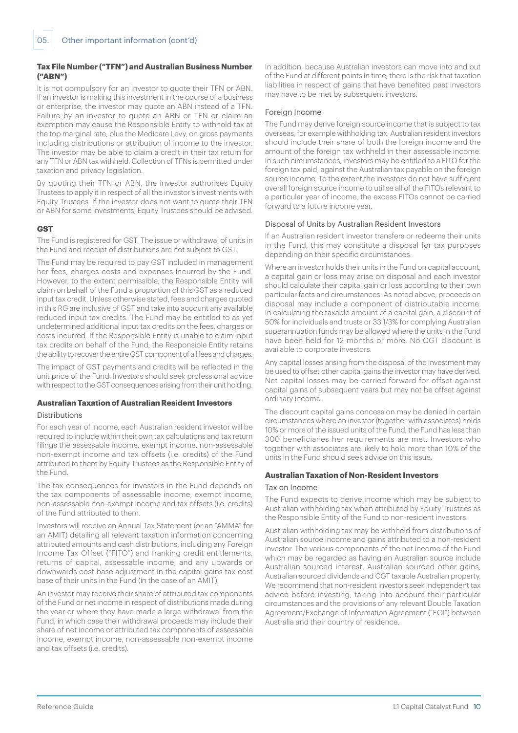## 05. Other important information (cont'd)

### Tax File Number ("TFN") and Australian Business Number ("ABN")

It is not compulsory for an investor to quote their TFN or ABN. If an investor is making this investment in the course of a business or enterprise, the investor may quote an ABN instead of a TFN. Failure by an investor to quote an ABN or TFN or claim an exemption may cause the Responsible Entity to withhold tax at the top marginal rate, plus the Medicare Levy, on gross payments including distributions or attribution of income to the investor. The investor may be able to claim a credit in their tax return for any TFN or ABN tax withheld. Collection of TFNs is permitted under taxation and privacy legislation.

By quoting their TFN or ABN, the investor authorises Equity Trustees to apply it in respect of all the investor's investments with Equity Trustees. If the investor does not want to quote their TFN or ABN for some investments, Equity Trustees should be advised.

### GST

The Fund is registered for GST. The issue or withdrawal of units in the Fund and receipt of distributions are not subject to GST.

The Fund may be required to pay GST included in management her fees, charges costs and expenses incurred by the Fund. However, to the extent permissible, the Responsible Entity will claim on behalf of the Fund a proportion of this GST as a reduced input tax credit. Unless otherwise stated, fees and charges quoted in this RG are inclusive of GST and take into account any available reduced input tax credits. The Fund may be entitled to as yet undetermined additional input tax credits on the fees, charges or costs incurred. If the Responsible Entity is unable to claim input tax credits on behalf of the Fund, the Responsible Entity retains the ability to recover the entire GST component of all fees and charges.

The impact of GST payments and credits will be reflected in the unit price of the Fund. Investors should seek professional advice with respect to the GST consequences arising from their unit holding.

### Australian Taxation of Australian Resident Investors

#### Distributions

For each year of income, each Australian resident investor will be required to include within their own tax calculations and tax return filings the assessable income, exempt income, non-assessable non-exempt income and tax offsets (i.e. credits) of the Fund attributed to them by Equity Trustees as the Responsible Entity of the Fund.

The tax consequences for investors in the Fund depends on the tax components of assessable income, exempt income, non-assessable non-exempt income and tax offsets (i.e. credits) of the Fund attributed to them.

Investors will receive an Annual Tax Statement (or an "AMMA" for an AMIT) detailing all relevant taxation information concerning attributed amounts and cash distributions, including any Foreign Income Tax Offset ("FITO") and franking credit entitlements, returns of capital, assessable income, and any upwards or downwards cost base adjustment in the capital gains tax cost base of their units in the Fund (in the case of an AMIT).

An investor may receive their share of attributed tax components of the Fund or net income in respect of distributions made during the year or where they have made a large withdrawal from the Fund, in which case their withdrawal proceeds may include their share of net income or attributed tax components of assessable income, exempt income, non-assessable non-exempt income and tax offsets (i.e. credits).

In addition, because Australian investors can move into and out of the Fund at different points in time, there is the risk that taxation liabilities in respect of gains that have benefited past investors may have to be met by subsequent investors.

#### Foreign Income

The Fund may derive foreign source income that is subject to tax overseas, for example withholding tax. Australian resident investors should include their share of both the foreign income and the amount of the foreign tax withheld in their assessable income. In such circumstances, investors may be entitled to a FITO for the foreign tax paid, against the Australian tax payable on the foreign source income. To the extent the investors do not have sufficient overall foreign source income to utilise all of the FITOs relevant to a particular year of income, the excess FITOs cannot be carried forward to a future income year.

#### Disposal of Units by Australian Resident Investors

If an Australian resident investor transfers or redeems their units in the Fund, this may constitute a disposal for tax purposes depending on their specific circumstances.

Where an investor holds their units in the Fund on capital account, a capital gain or loss may arise on disposal and each investor should calculate their capital gain or loss according to their own particular facts and circumstances. As noted above, proceeds on disposal may include a component of distributable income. In calculating the taxable amount of a capital gain, a discount of 50% for individuals and trusts or 33 1/3% for complying Australian superannuation funds may be allowed where the units in the Fund have been held for 12 months or more. No CGT discount is available to corporate investors.

Any capital losses arising from the disposal of the investment may be used to offset other capital gains the investor may have derived. Net capital losses may be carried forward for offset against capital gains of subsequent years but may not be offset against ordinary income.

The discount capital gains concession may be denied in certain circumstances where an investor (together with associates) holds 10% or more of the issued units of the Fund, the Fund has less than 300 beneficiaries her requirements are met. Investors who together with associates are likely to hold more than 10% of the units in the Fund should seek advice on this issue.

### Australian Taxation of Non-Resident Investors

#### Tax on Income

The Fund expects to derive income which may be subject to Australian withholding tax when attributed by Equity Trustees as the Responsible Entity of the Fund to non-resident investors.

Australian withholding tax may be withheld from distributions of Australian source income and gains attributed to a non-resident investor. The various components of the net income of the Fund which may be regarded as having an Australian source include Australian sourced interest, Australian sourced other gains, Australian sourced dividends and CGT taxable Australian property. We recommend that non-resident investors seek independent tax advice before investing, taking into account their particular circumstances and the provisions of any relevant Double Taxation Agreement/Exchange of Information Agreement ("EOI") between Australia and their country of residence.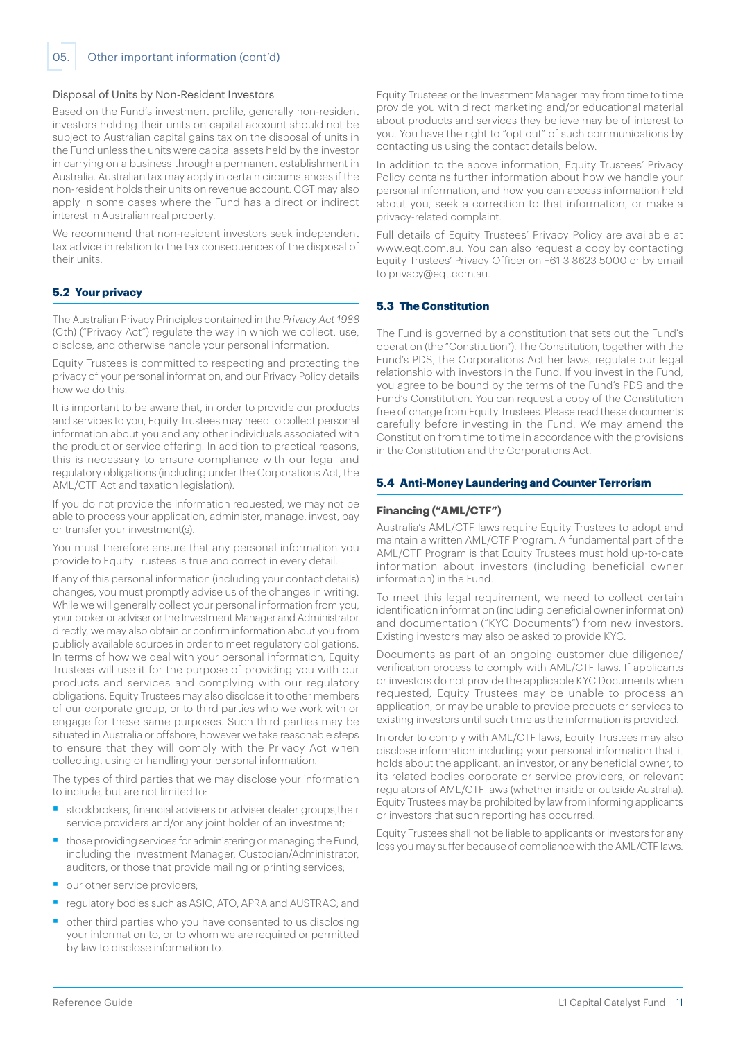### Disposal of Units by Non-Resident Investors

Based on the Fund's investment profile, generally non-resident investors holding their units on capital account should not be subject to Australian capital gains tax on the disposal of units in the Fund unless the units were capital assets held by the investor in carrying on a business through a permanent establishment in Australia. Australian tax may apply in certain circumstances if the non-resident holds their units on revenue account. CGT may also apply in some cases where the Fund has a direct or indirect interest in Australian real property.

We recommend that non-resident investors seek independent tax advice in relation to the tax consequences of the disposal of their units.

## 5.2 Your privacy

The Australian Privacy Principles contained in the *Privacy Act 1988* (Cth) ("Privacy Act") regulate the way in which we collect, use, disclose, and otherwise handle your personal information.

Equity Trustees is committed to respecting and protecting the privacy of your personal information, and our Privacy Policy details how we do this.

It is important to be aware that, in order to provide our products and services to you, Equity Trustees may need to collect personal information about you and any other individuals associated with the product or service offering. In addition to practical reasons, this is necessary to ensure compliance with our legal and regulatory obligations (including under the Corporations Act, the AML/CTF Act and taxation legislation).

If you do not provide the information requested, we may not be able to process your application, administer, manage, invest, pay or transfer your investment(s).

You must therefore ensure that any personal information you provide to Equity Trustees is true and correct in every detail.

If any of this personal information (including your contact details) changes, you must promptly advise us of the changes in writing. While we will generally collect your personal information from you, your broker or adviser or the Investment Manager and Administrator directly, we may also obtain or confirm information about you from publicly available sources in order to meet regulatory obligations. In terms of how we deal with your personal information, Equity Trustees will use it for the purpose of providing you with our products and services and complying with our regulatory obligations. Equity Trustees may also disclose it to other members of our corporate group, or to third parties who we work with or engage for these same purposes. Such third parties may be situated in Australia or offshore, however we take reasonable steps to ensure that they will comply with the Privacy Act when collecting, using or handling your personal information.

The types of third parties that we may disclose your information to include, but are not limited to:

- stockbrokers, financial advisers or adviser dealer groups,their service providers and/or any joint holder of an investment;
- those providing services for administering or managing the Fund, including the Investment Manager, Custodian/Administrator, auditors, or those that provide mailing or printing services;
- our other service providers;
- regulatory bodies such as ASIC, ATO, APRA and AUSTRAC; and
- other third parties who you have consented to us disclosing your information to, or to whom we are required or permitted by law to disclose information to.

Equity Trustees or the Investment Manager may from time to time provide you with direct marketing and/or educational material about products and services they believe may be of interest to you. You have the right to "opt out" of such communications by contacting us using the contact details below.

In addition to the above information, Equity Trustees' Privacy Policy contains further information about how we handle your personal information, and how you can access information held about you, seek a correction to that information, or make a privacy-related complaint.

Full details of Equity Trustees' Privacy Policy are available at www.eqt.com.au. You can also request a copy by contacting Equity Trustees' Privacy Officer on +61 3 8623 5000 or by email to privacy@eqt.com.au.

## 5.3 The Constitution

The Fund is governed by a constitution that sets out the Fund's operation (the "Constitution"). The Constitution, together with the Fund's PDS, the Corporations Act her laws, regulate our legal relationship with investors in the Fund. If you invest in the Fund, you agree to be bound by the terms of the Fund's PDS and the Fund's Constitution. You can request a copy of the Constitution free of charge from Equity Trustees. Please read these documents carefully before investing in the Fund. We may amend the Constitution from time to time in accordance with the provisions in the Constitution and the Corporations Act.

## 5.4 Anti-Money Laundering and Counter Terrorism

### Financing ("AML/CTF")

Australia's AML/CTF laws require Equity Trustees to adopt and maintain a written AML/CTF Program. A fundamental part of the AML/CTF Program is that Equity Trustees must hold up-to-date information about investors (including beneficial owner information) in the Fund.

To meet this legal requirement, we need to collect certain identification information (including beneficial owner information) and documentation ("KYC Documents") from new investors. Existing investors may also be asked to provide KYC.

Documents as part of an ongoing customer due diligence/verification process to comply with AML/CTF laws. If applicants or investors do not provide the applicable KYC Documents when requested, Equity Trustees may be unable to process an application, or may be unable to provide products or services to existing investors until such time as the information is provided.

In order to comply with AML/CTF laws, Equity Trustees may also disclose information including your personal information that it holds about the applicant, an investor, or any beneficial owner, to its related bodies corporate or service providers, or relevant regulators of AML/CTF laws (whether inside or outside Australia). Equity Trustees may be prohibited by law from informing applicants or investors that such reporting has occurred.

Equity Trustees shall not be liable to applicants or investors for any loss you may suffer because of compliance with the AML/CTF laws.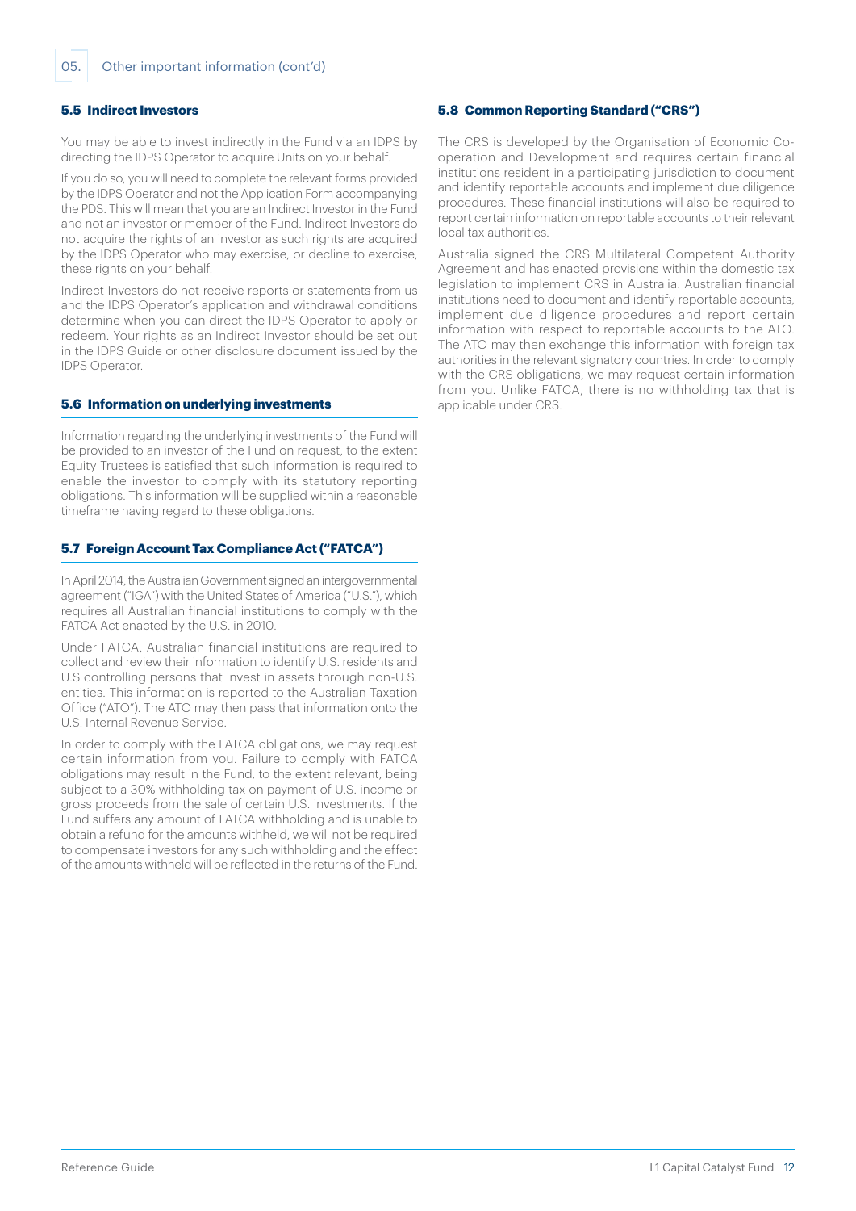## 5.5 Indirect Investors

You may be able to invest indirectly in the Fund via an IDPS by directing the IDPS Operator to acquire Units on your behalf.

If you do so, you will need to complete the relevant forms provided by the IDPS Operator and not the Application Form accompanying the PDS. This will mean that you are an Indirect Investor in the Fund and not an investor or member of the Fund. Indirect Investors do not acquire the rights of an investor as such rights are acquired by the IDPS Operator who may exercise, or decline to exercise, these rights on your behalf.

Indirect Investors do not receive reports or statements from us and the IDPS Operator's application and withdrawal conditions determine when you can direct the IDPS Operator to apply or redeem. Your rights as an Indirect Investor should be set out in the IDPS Guide or other disclosure document issued by the IDPS Operator.

## 5.6 Information on underlying investments

Information regarding the underlying investments of the Fund will be provided to an investor of the Fund on request, to the extent Equity Trustees is satisfied that such information is required to enable the investor to comply with its statutory reporting obligations. This information will be supplied within a reasonable timeframe having regard to these obligations.

## 5.7 Foreign Account Tax Compliance Act ("FATCA")

In April 2014, the Australian Government signed an intergovernmental agreement ("IGA") with the United States of America ("U.S."), which requires all Australian financial institutions to comply with the FATCA Act enacted by the U.S. in 2010.

Under FATCA, Australian financial institutions are required to collect and review their information to identify U.S. residents and U.S controlling persons that invest in assets through non-U.S. entities. This information is reported to the Australian Taxation Office ("ATO"). The ATO may then pass that information onto the U.S. Internal Revenue Service.

In order to comply with the FATCA obligations, we may request certain information from you. Failure to comply with FATCA obligations may result in the Fund, to the extent relevant, being subject to a 30% withholding tax on payment of U.S. income or gross proceeds from the sale of certain U.S. investments. If the Fund suffers any amount of FATCA withholding and is unable to obtain a refund for the amounts withheld, we will not be required to compensate investors for any such withholding and the effect of the amounts withheld will be reflected in the returns of the Fund.

## 5.8 Common Reporting Standard ("CRS")

The CRS is developed by the Organisation of Economic Co-operation and Development and requires certain financial institutions resident in a participating jurisdiction to document and identify reportable accounts and implement due diligence procedures. These financial institutions will also be required to report certain information on reportable accounts to their relevant local tax authorities.

Australia signed the CRS Multilateral Competent Authority Agreement and has enacted provisions within the domestic tax legislation to implement CRS in Australia. Australian financial institutions need to document and identify reportable accounts, implement due diligence procedures and report certain information with respect to reportable accounts to the ATO. The ATO may then exchange this information with foreign tax authorities in the relevant signatory countries. In order to comply with the CRS obligations, we may request certain information from you. Unlike FATCA, there is no withholding tax that is applicable under CRS.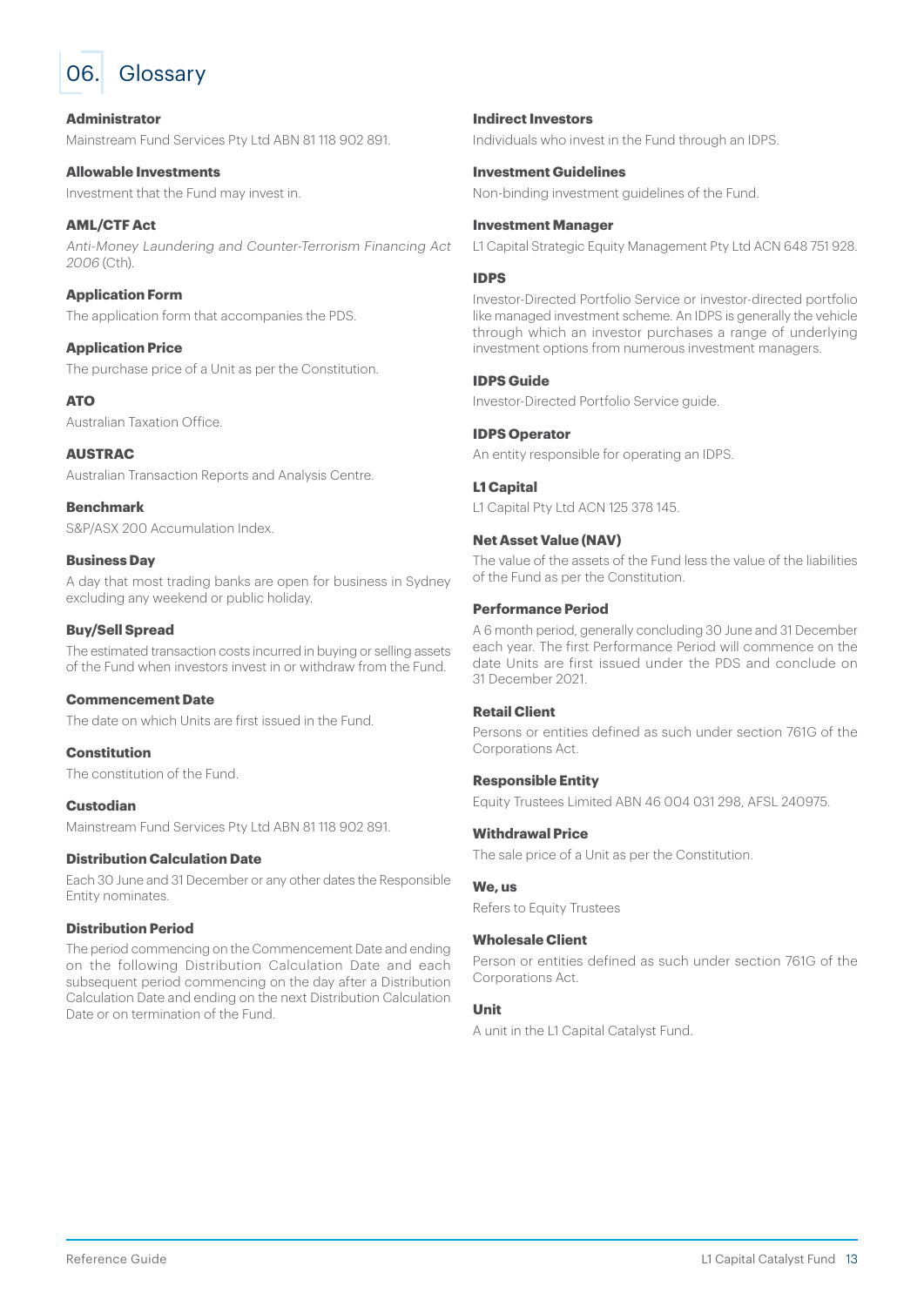# 06. Glossary

**Administrator**

Mainstream Fund Services Pty Ltd ABN 81 118 902 891.

**Allowable Investments**

Investment that the Fund may invest in.

**AML/CTF Act**

*Anti-Money Laundering and Counter-Terrorism Financing Act 2006* (Cth).

**Application Form**

The application form that accompanies the PDS.

**Application Price**

The purchase price of a Unit as per the Constitution.

**ATO**

Australian Taxation Office.

**AUSTRAC**

Australian Transaction Reports and Analysis Centre.

**Benchmark**

S&P/ASX 200 Accumulation Index.

**Business Day**

A day that most trading banks are open for business in Sydney excluding any weekend or public holiday.

**Buy/Sell Spread**

The estimated transaction costs incurred in buying or selling assets of the Fund when investors invest in or withdraw from the Fund.

**Commencement Date**

The date on which Units are first issued in the Fund.

**Constitution**

The constitution of the Fund.

**Custodian**

Mainstream Fund Services Pty Ltd ABN 81 118 902 891.

**Distribution Calculation Date**

Each 30 June and 31 December or any other dates the Responsible Entity nominates.

**Distribution Period**

The period commencing on the Commencement Date and ending on the following Distribution Calculation Date and each subsequent period commencing on the day after a Distribution Calculation Date and ending on the next Distribution Calculation Date or on termination of the Fund.

**Indirect Investors**

Individuals who invest in the Fund through an IDPS.

**Investment Guidelines**

Non-binding investment guidelines of the Fund.

**Investment Manager**

L1 Capital Strategic Equity Management Pty Ltd ACN 648 751 928.

**IDPS**

Investor-Directed Portfolio Service or investor-directed portfolio like managed investment scheme. An IDPS is generally the vehicle through which an investor purchases a range of underlying investment options from numerous investment managers.

**IDPS Guide**

Investor-Directed Portfolio Service guide.

**IDPS Operator**

An entity responsible for operating an IDPS.

**L1 Capital**

L1 Capital Pty Ltd ACN 125 378 145.

**Net Asset Value (NAV)**

The value of the assets of the Fund less the value of the liabilities of the Fund as per the Constitution.

**Performance Period**

A 6 month period, generally concluding 30 June and 31 December each year. The first Performance Period will commence on the date Units are first issued under the PDS and conclude on 31 December 2021.

**Retail Client**

Persons or entities defined as such under section 761G of the Corporations Act.

**Responsible Entity**

Equity Trustees Limited ABN 46 004 031 298, AFSL 240975.

**Withdrawal Price**

The sale price of a Unit as per the Constitution.

**We, us**

Refers to Equity Trustees

**Wholesale Client**

Person or entities defined as such under section 761G of the Corporations Act.

**Unit**

A unit in the L1 Capital Catalyst Fund.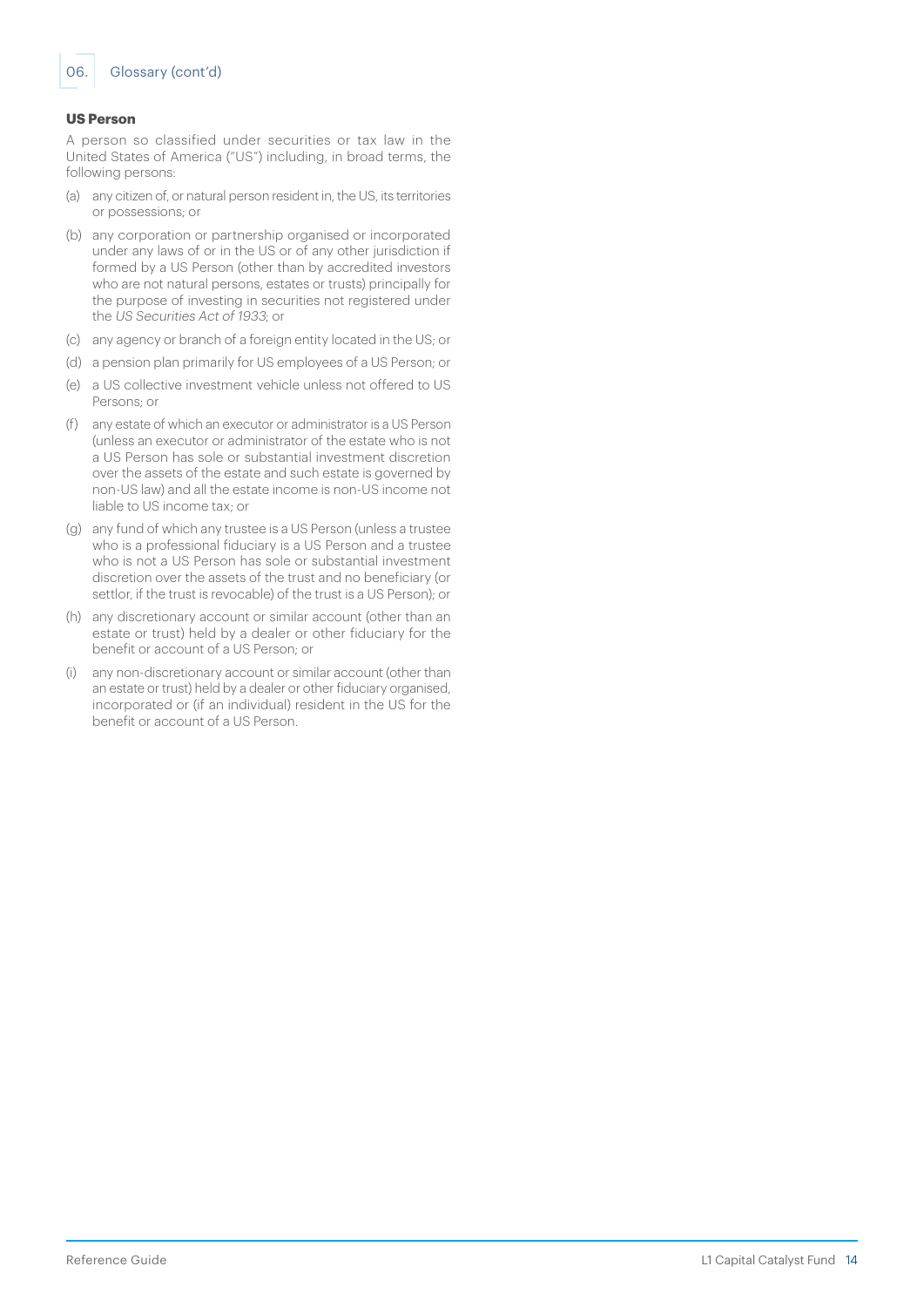## 06. Glossary (cont'd)

**US Person**

A person so classified under securities or tax law in the United States of America ("US") including, in broad terms, the following persons:

(a) any citizen of, or natural person resident in, the US, its territories or possessions; or

(b) any corporation or partnership organised or incorporated under any laws of or in the US or of any other jurisdiction if formed by a US Person (other than by accredited investors who are not natural persons, estates or trusts) principally for the purpose of investing in securities not registered under the *US Securities Act of 1933*; or

(c) any agency or branch of a foreign entity located in the US; or

(d) a pension plan primarily for US employees of a US Person; or

(e) a US collective investment vehicle unless not offered to US Persons; or

(f) any estate of which an executor or administrator is a US Person (unless an executor or administrator of the estate who is not a US Person has sole or substantial investment discretion over the assets of the estate and such estate is governed by non-US law) and all the estate income is non-US income not liable to US income tax; or

(g) any fund of which any trustee is a US Person (unless a trustee who is a professional fiduciary is a US Person and a trustee who is not a US Person has sole or substantial investment discretion over the assets of the trust and no beneficiary (or settlor, if the trust is revocable) of the trust is a US Person); or

(h) any discretionary account or similar account (other than an estate or trust) held by a dealer or other fiduciary for the benefit or account of a US Person; or

(i) any non-discretionary account or similar account (other than an estate or trust) held by a dealer or other fiduciary organised, incorporated or (if an individual) resident in the US for the benefit or account of a US Person.